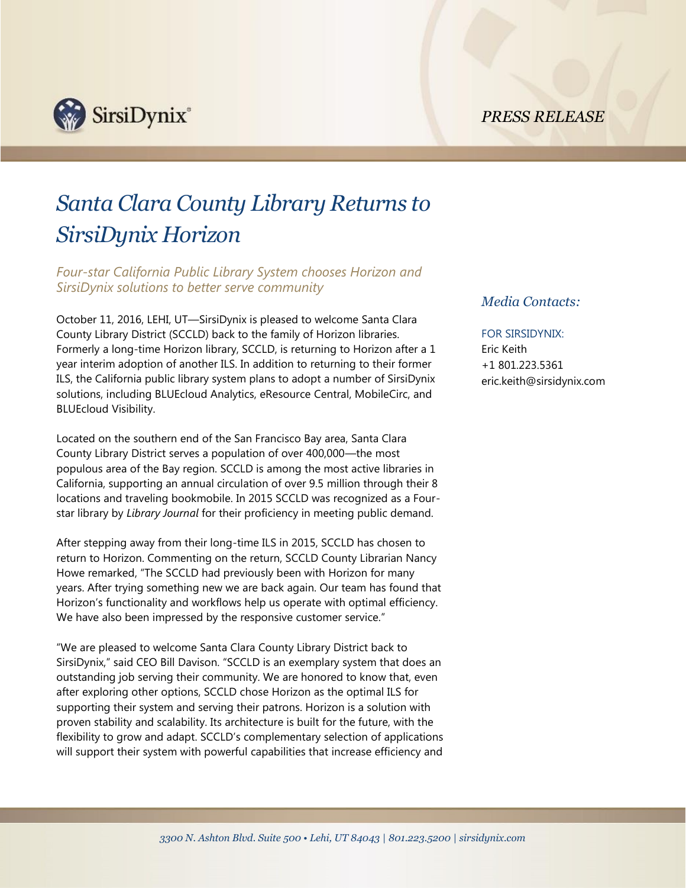SirsiDynix

*PRESS RELEASE*

# *Santa Clara County Library Returns to SirsiDynix Horizon*

*Four-star California Public Library System chooses Horizon and SirsiDynix solutions to better serve community*

*Media Contacts:*

FOR SIRSIDYNIX:
Eric Keith
+1 801.223.5361
eric.keith@sirsidynix.com

October 11, 2016, LEHI, UT—SirsiDynix is pleased to welcome Santa Clara County Library District (SCCLD) back to the family of Horizon libraries. Formerly a long-time Horizon library, SCCLD, is returning to Horizon after a 1 year interim adoption of another ILS. In addition to returning to their former ILS, the California public library system plans to adopt a number of SirsiDynix solutions, including BLUEcloud Analytics, eResource Central, MobileCirc, and BLUEcloud Visibility.

Located on the southern end of the San Francisco Bay area, Santa Clara County Library District serves a population of over 400,000—the most populous area of the Bay region. SCCLD is among the most active libraries in California, supporting an annual circulation of over 9.5 million through their 8 locations and traveling bookmobile. In 2015 SCCLD was recognized as a Four-star library by *Library Journal* for their proficiency in meeting public demand.

After stepping away from their long-time ILS in 2015, SCCLD has chosen to return to Horizon. Commenting on the return, SCCLD County Librarian Nancy Howe remarked, "The SCCLD had previously been with Horizon for many years. After trying something new we are back again. Our team has found that Horizon's functionality and workflows help us operate with optimal efficiency. We have also been impressed by the responsive customer service."

"We are pleased to welcome Santa Clara County Library District back to SirsiDynix," said CEO Bill Davison. "SCCLD is an exemplary system that does an outstanding job serving their community. We are honored to know that, even after exploring other options, SCCLD chose Horizon as the optimal ILS for supporting their system and serving their patrons. Horizon is a solution with proven stability and scalability. Its architecture is built for the future, with the flexibility to grow and adapt. SCCLD's complementary selection of applications will support their system with powerful capabilities that increase efficiency and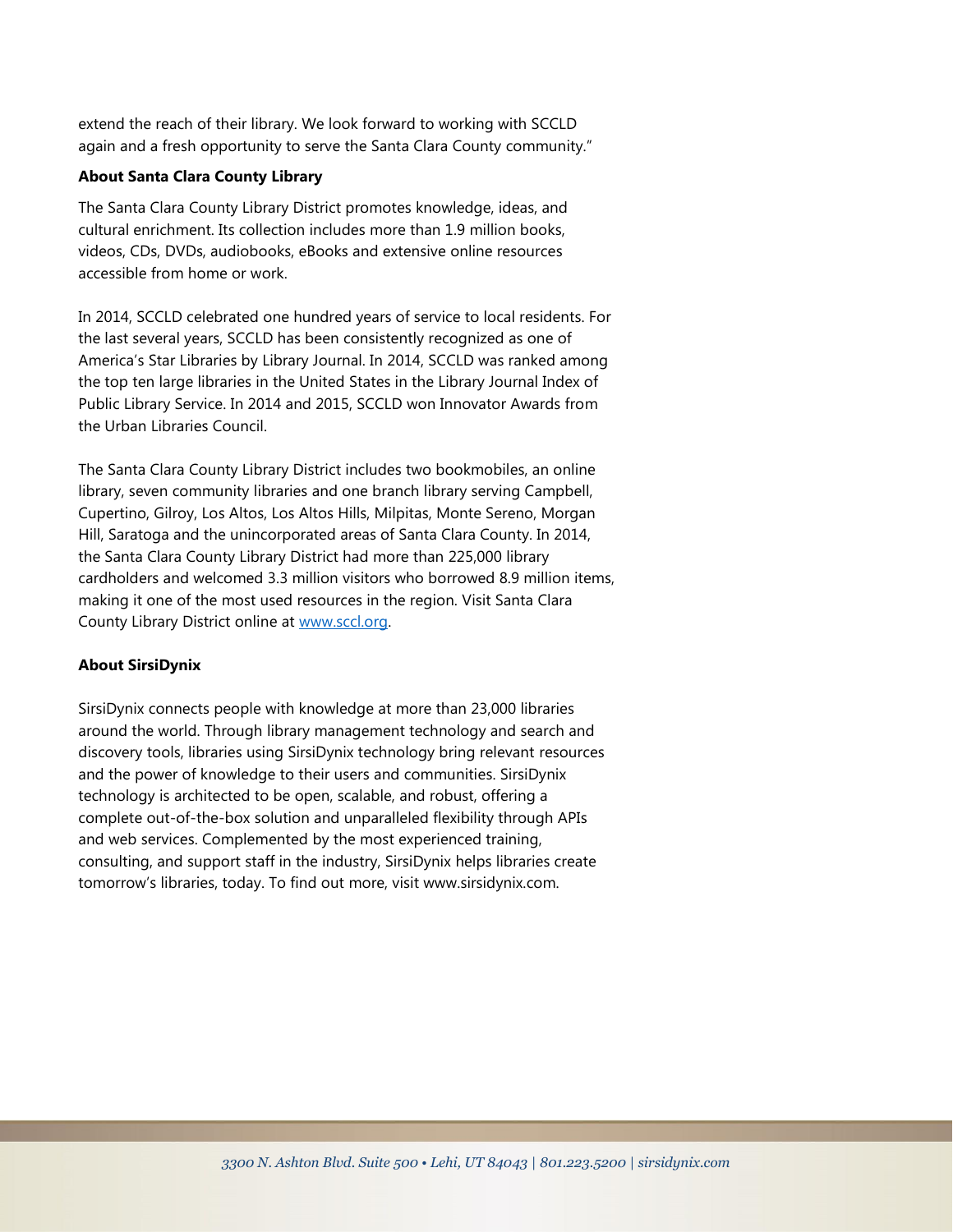extend the reach of their library. We look forward to working with SCCLD again and a fresh opportunity to serve the Santa Clara County community."

**About Santa Clara County Library**

The Santa Clara County Library District promotes knowledge, ideas, and cultural enrichment. Its collection includes more than 1.9 million books, videos, CDs, DVDs, audiobooks, eBooks and extensive online resources accessible from home or work.

In 2014, SCCLD celebrated one hundred years of service to local residents. For the last several years, SCCLD has been consistently recognized as one of America's Star Libraries by Library Journal. In 2014, SCCLD was ranked among the top ten large libraries in the United States in the Library Journal Index of Public Library Service. In 2014 and 2015, SCCLD won Innovator Awards from the Urban Libraries Council.

The Santa Clara County Library District includes two bookmobiles, an online library, seven community libraries and one branch library serving Campbell, Cupertino, Gilroy, Los Altos, Los Altos Hills, Milpitas, Monte Sereno, Morgan Hill, Saratoga and the unincorporated areas of Santa Clara County. In 2014, the Santa Clara County Library District had more than 225,000 library cardholders and welcomed 3.3 million visitors who borrowed 8.9 million items, making it one of the most used resources in the region. Visit Santa Clara County Library District online at [www.sccl.org](http://www.sccl.org).

**About SirsiDynix**

SirsiDynix connects people with knowledge at more than 23,000 libraries around the world. Through library management technology and search and discovery tools, libraries using SirsiDynix technology bring relevant resources and the power of knowledge to their users and communities. SirsiDynix technology is architected to be open, scalable, and robust, offering a complete out-of-the-box solution and unparalleled flexibility through APIs and web services. Complemented by the most experienced training, consulting, and support staff in the industry, SirsiDynix helps libraries create tomorrow's libraries, today. To find out more, visit www.sirsidynix.com.